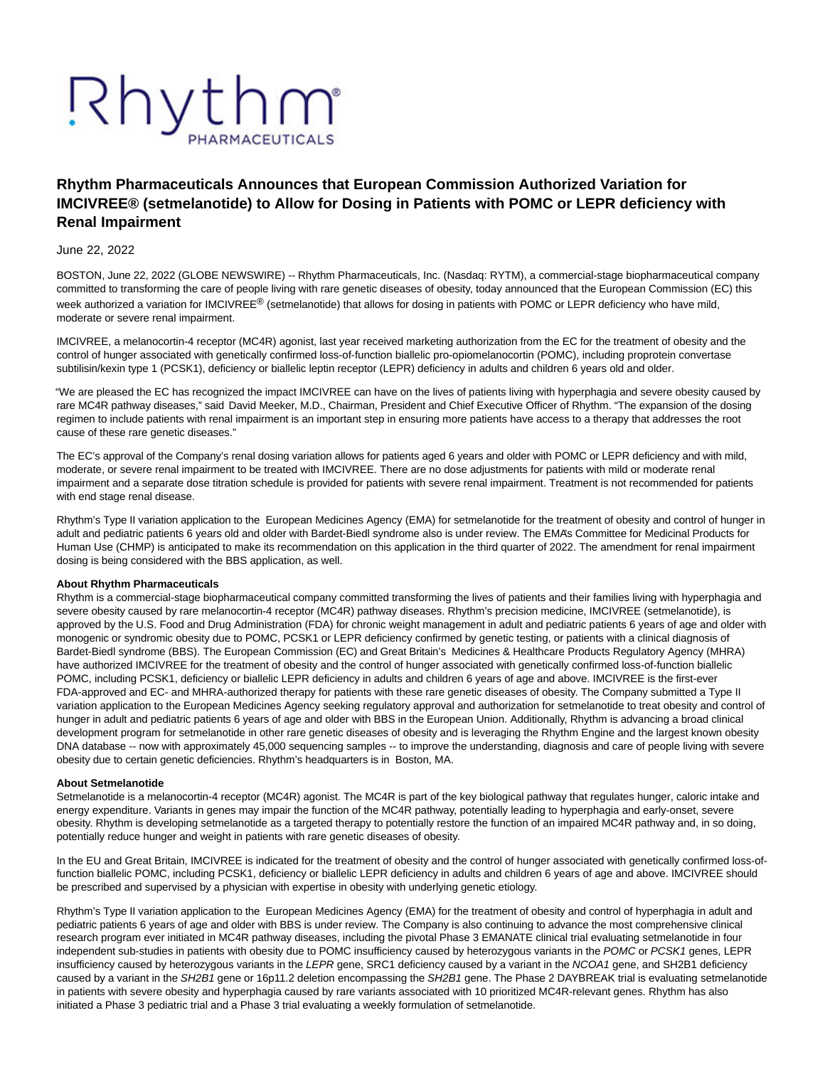# Rhythm Pharmaceuticals Announces that European Commission Authorized Variation for IMCIVREE® (setmelanotide) to Allow for Dosing in Patients with POMC or LEPR deficiency with Renal Impairment

June 22, 2022

BOSTON, June 22, 2022 (GLOBE NEWSWIRE) -- Rhythm Pharmaceuticals, Inc. (Nasdaq: RYTM), a commercial-stage biopharmaceutical company committed to transforming the care of people living with rare genetic diseases of obesity, today announced that the European Commission (EC) this week authorized a variation for IMCIVREE® (setmelanotide) that allows for dosing in patients with POMC or LEPR deficiency who have mild, moderate or severe renal impairment.

IMCIVREE, a melanocortin-4 receptor (MC4R) agonist, last year received marketing authorization from the EC for the treatment of obesity and the control of hunger associated with genetically confirmed loss-of-function biallelic pro-opiomelanocortin (POMC), including proprotein convertase subtilisin/kexin type 1 (PCSK1), deficiency or biallelic leptin receptor (LEPR) deficiency in adults and children 6 years old and older.

"We are pleased the EC has recognized the impact IMCIVREE can have on the lives of patients living with hyperphagia and severe obesity caused by rare MC4R pathway diseases," said David Meeker, M.D., Chairman, President and Chief Executive Officer of Rhythm. "The expansion of the dosing regimen to include patients with renal impairment is an important step in ensuring more patients have access to a therapy that addresses the root cause of these rare genetic diseases."

The EC's approval of the Company's renal dosing variation allows for patients aged 6 years and older with POMC or LEPR deficiency and with mild, moderate, or severe renal impairment to be treated with IMCIVREE. There are no dose adjustments for patients with mild or moderate renal impairment and a separate dose titration schedule is provided for patients with severe renal impairment. Treatment is not recommended for patients with end stage renal disease.

Rhythm's Type II variation application to the European Medicines Agency (EMA) for setmelanotide for the treatment of obesity and control of hunger in adult and pediatric patients 6 years old and older with Bardet-Biedl syndrome also is under review. The EMA's Committee for Medicinal Products for Human Use (CHMP) is anticipated to make its recommendation on this application in the third quarter of 2022. The amendment for renal impairment dosing is being considered with the BBS application, as well.

**About Rhythm Pharmaceuticals**

Rhythm is a commercial-stage biopharmaceutical company committed transforming the lives of patients and their families living with hyperphagia and severe obesity caused by rare melanocortin-4 receptor (MC4R) pathway diseases. Rhythm's precision medicine, IMCIVREE (setmelanotide), is approved by the U.S. Food and Drug Administration (FDA) for chronic weight management in adult and pediatric patients 6 years of age and older with monogenic or syndromic obesity due to POMC, PCSK1 or LEPR deficiency confirmed by genetic testing, or patients with a clinical diagnosis of Bardet-Biedl syndrome (BBS). The European Commission (EC) and Great Britain's Medicines & Healthcare Products Regulatory Agency (MHRA) have authorized IMCIVREE for the treatment of obesity and the control of hunger associated with genetically confirmed loss-of-function biallelic POMC, including PCSK1, deficiency or biallelic LEPR deficiency in adults and children 6 years of age and above. IMCIVREE is the first-ever FDA-approved and EC- and MHRA-authorized therapy for patients with these rare genetic diseases of obesity. The Company submitted a Type II variation application to the European Medicines Agency seeking regulatory approval and authorization for setmelanotide to treat obesity and control of hunger in adult and pediatric patients 6 years of age and older with BBS in the European Union. Additionally, Rhythm is advancing a broad clinical development program for setmelanotide in other rare genetic diseases of obesity and is leveraging the Rhythm Engine and the largest known obesity DNA database -- now with approximately 45,000 sequencing samples -- to improve the understanding, diagnosis and care of people living with severe obesity due to certain genetic deficiencies. Rhythm's headquarters is in Boston, MA.

**About Setmelanotide**

Setmelanotide is a melanocortin-4 receptor (MC4R) agonist. The MC4R is part of the key biological pathway that regulates hunger, caloric intake and energy expenditure. Variants in genes may impair the function of the MC4R pathway, potentially leading to hyperphagia and early-onset, severe obesity. Rhythm is developing setmelanotide as a targeted therapy to potentially restore the function of an impaired MC4R pathway and, in so doing, potentially reduce hunger and weight in patients with rare genetic diseases of obesity.

In the EU and Great Britain, IMCIVREE is indicated for the treatment of obesity and the control of hunger associated with genetically confirmed loss-of-function biallelic POMC, including PCSK1, deficiency or biallelic LEPR deficiency in adults and children 6 years of age and above. IMCIVREE should be prescribed and supervised by a physician with expertise in obesity with underlying genetic etiology.

Rhythm's Type II variation application to the European Medicines Agency (EMA) for the treatment of obesity and control of hyperphagia in adult and pediatric patients 6 years of age and older with BBS is under review. The Company is also continuing to advance the most comprehensive clinical research program ever initiated in MC4R pathway diseases, including the pivotal Phase 3 EMANATE clinical trial evaluating setmelanotide in four independent sub-studies in patients with obesity due to POMC insufficiency caused by heterozygous variants in the *POMC* or *PCSK1* genes, LEPR insufficiency caused by heterozygous variants in the *LEPR* gene, SRC1 deficiency caused by a variant in the *NCOA1* gene, and SH2B1 deficiency caused by a variant in the *SH2B1* gene or 16p11.2 deletion encompassing the *SH2B1* gene. The Phase 2 DAYBREAK trial is evaluating setmelanotide in patients with severe obesity and hyperphagia caused by rare variants associated with 10 prioritized MC4R-relevant genes. Rhythm has also initiated a Phase 3 pediatric trial and a Phase 3 trial evaluating a weekly formulation of setmelanotide.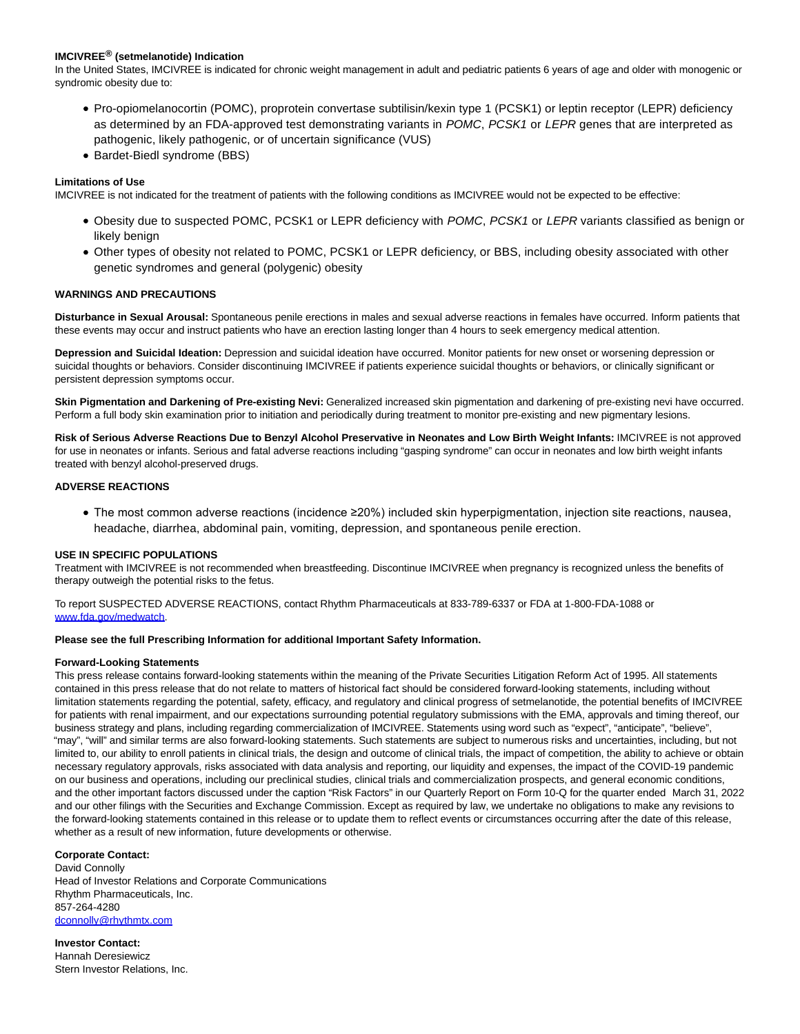**IMCIVREE® (setmelanotide) Indication**
In the United States, IMCIVREE is indicated for chronic weight management in adult and pediatric patients 6 years of age and older with monogenic or syndromic obesity due to:

- Pro-opiomelanocortin (POMC), proprotein convertase subtilisin/kexin type 1 (PCSK1) or leptin receptor (LEPR) deficiency as determined by an FDA-approved test demonstrating variants in *POMC*, *PCSK1* or *LEPR* genes that are interpreted as pathogenic, likely pathogenic, or of uncertain significance (VUS)
- Bardet-Biedl syndrome (BBS)

**Limitations of Use**
IMCIVREE is not indicated for the treatment of patients with the following conditions as IMCIVREE would not be expected to be effective:

- Obesity due to suspected POMC, PCSK1 or LEPR deficiency with *POMC*, *PCSK1* or *LEPR* variants classified as benign or likely benign
- Other types of obesity not related to POMC, PCSK1 or LEPR deficiency, or BBS, including obesity associated with other genetic syndromes and general (polygenic) obesity

**WARNINGS AND PRECAUTIONS**

**Disturbance in Sexual Arousal:** Spontaneous penile erections in males and sexual adverse reactions in females have occurred. Inform patients that these events may occur and instruct patients who have an erection lasting longer than 4 hours to seek emergency medical attention.

**Depression and Suicidal Ideation:** Depression and suicidal ideation have occurred. Monitor patients for new onset or worsening depression or suicidal thoughts or behaviors. Consider discontinuing IMCIVREE if patients experience suicidal thoughts or behaviors, or clinically significant or persistent depression symptoms occur.

**Skin Pigmentation and Darkening of Pre-existing Nevi:** Generalized increased skin pigmentation and darkening of pre-existing nevi have occurred. Perform a full body skin examination prior to initiation and periodically during treatment to monitor pre-existing and new pigmentary lesions.

**Risk of Serious Adverse Reactions Due to Benzyl Alcohol Preservative in Neonates and Low Birth Weight Infants:** IMCIVREE is not approved for use in neonates or infants. Serious and fatal adverse reactions including "gasping syndrome" can occur in neonates and low birth weight infants treated with benzyl alcohol-preserved drugs.

**ADVERSE REACTIONS**

- The most common adverse reactions (incidence ≥20%) included skin hyperpigmentation, injection site reactions, nausea, headache, diarrhea, abdominal pain, vomiting, depression, and spontaneous penile erection.

**USE IN SPECIFIC POPULATIONS**
Treatment with IMCIVREE is not recommended when breastfeeding. Discontinue IMCIVREE when pregnancy is recognized unless the benefits of therapy outweigh the potential risks to the fetus.

To report SUSPECTED ADVERSE REACTIONS, contact Rhythm Pharmaceuticals at 833-789-6337 or FDA at 1-800-FDA-1088 or [www.fda.gov/medwatch](http://www.fda.gov/medwatch).

**Please see the full Prescribing Information for additional Important Safety Information.**

**Forward-Looking Statements**
This press release contains forward-looking statements within the meaning of the Private Securities Litigation Reform Act of 1995. All statements contained in this press release that do not relate to matters of historical fact should be considered forward-looking statements, including without limitation statements regarding the potential, safety, efficacy, and regulatory and clinical progress of setmelanotide, the potential benefits of IMCIVREE for patients with renal impairment, and our expectations surrounding potential regulatory submissions with the EMA, approvals and timing thereof, our business strategy and plans, including regarding commercialization of IMCIVREE. Statements using word such as "expect", "anticipate", "believe", "may", "will" and similar terms are also forward-looking statements. Such statements are subject to numerous risks and uncertainties, including, but not limited to, our ability to enroll patients in clinical trials, the design and outcome of clinical trials, the impact of competition, the ability to achieve or obtain necessary regulatory approvals, risks associated with data analysis and reporting, our liquidity and expenses, the impact of the COVID-19 pandemic on our business and operations, including our preclinical studies, clinical trials and commercialization prospects, and general economic conditions, and the other important factors discussed under the caption "Risk Factors" in our Quarterly Report on Form 10-Q for the quarter ended March 31, 2022 and our other filings with the Securities and Exchange Commission. Except as required by law, we undertake no obligations to make any revisions to the forward-looking statements contained in this release or to update them to reflect events or circumstances occurring after the date of this release, whether as a result of new information, future developments or otherwise.

**Corporate Contact:**
David Connolly
Head of Investor Relations and Corporate Communications
Rhythm Pharmaceuticals, Inc.
857-264-4280
[dconnolly@rhythmtx.com](mailto:dconnolly@rhythmtx.com)

**Investor Contact:**
Hannah Deresiewicz
Stern Investor Relations, Inc.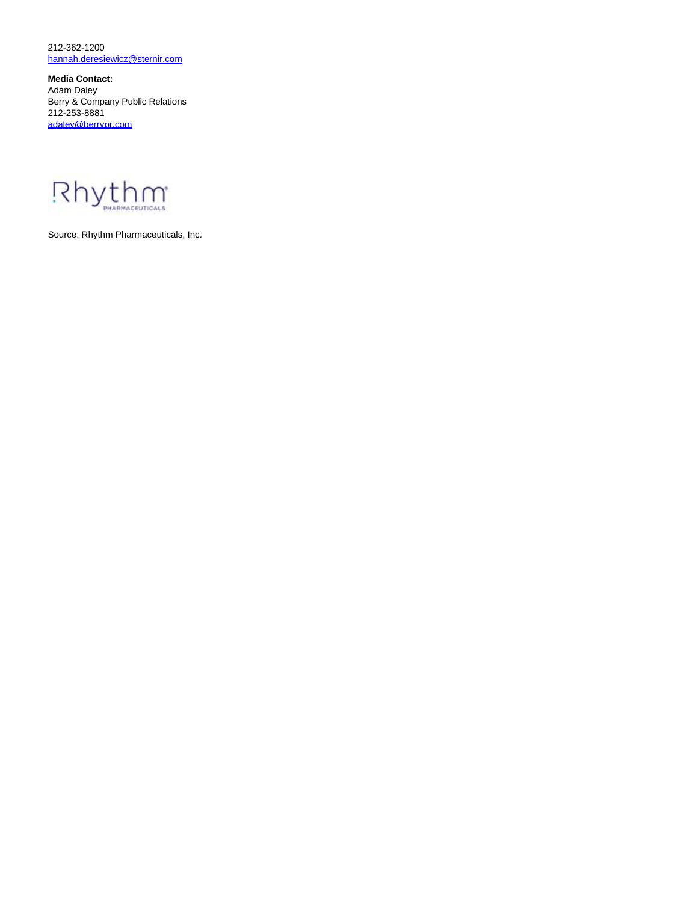212-362-1200
hannah.deresiewicz@sternir.com

**Media Contact:**
Adam Daley
Berry & Company Public Relations
212-253-8881
adaley@berrypr.com

Source: Rhythm Pharmaceuticals, Inc.